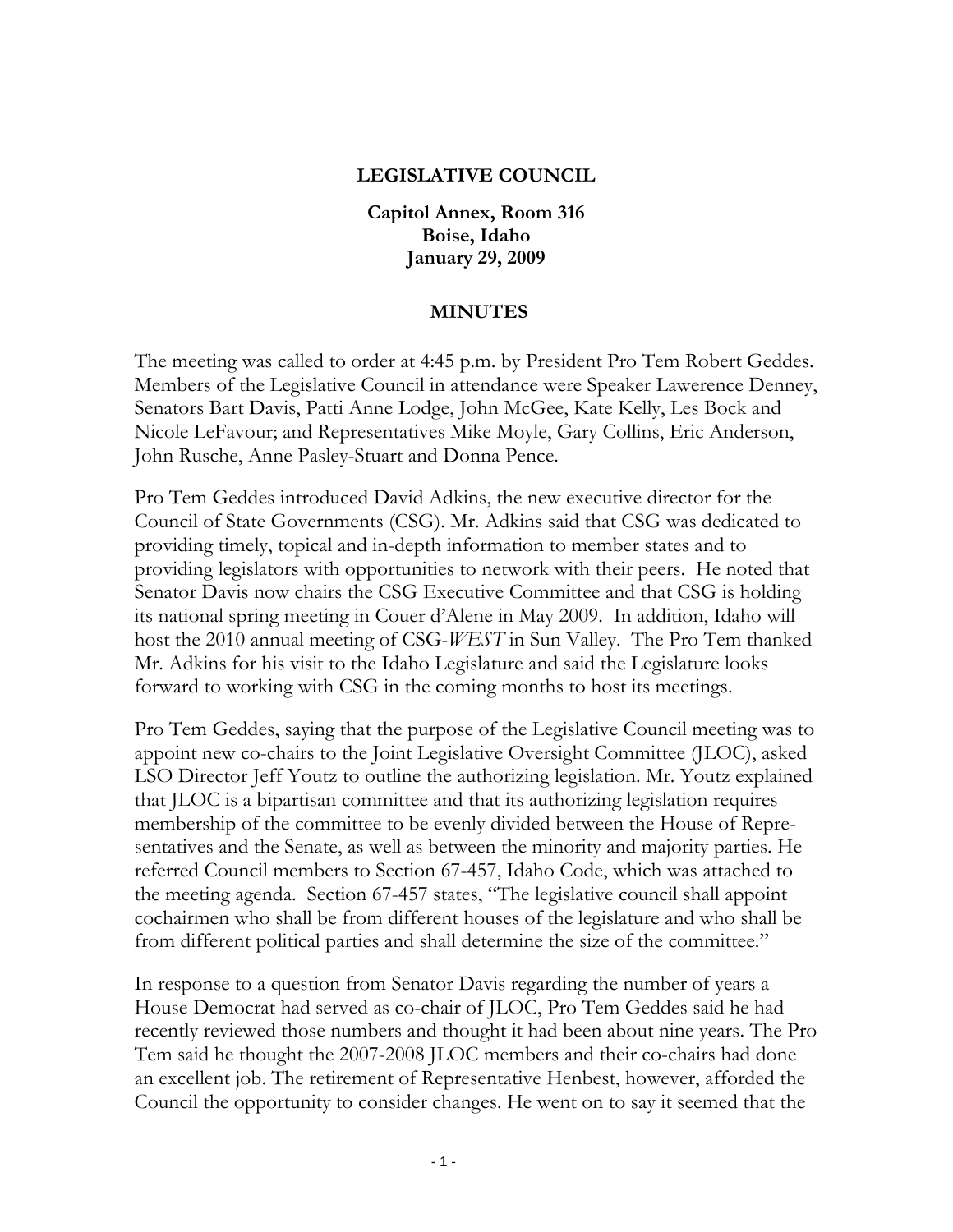**LEGISLATIVE COUNCIL**

**Capitol Annex, Room 316**
**Boise, Idaho**
**January 29, 2009**

**MINUTES**

The meeting was called to order at 4:45 p.m. by President Pro Tem Robert Geddes. Members of the Legislative Council in attendance were Speaker Lawerence Denney, Senators Bart Davis, Patti Anne Lodge, John McGee, Kate Kelly, Les Bock and Nicole LeFavour; and Representatives Mike Moyle, Gary Collins, Eric Anderson, John Rusche, Anne Pasley-Stuart and Donna Pence.

Pro Tem Geddes introduced David Adkins, the new executive director for the Council of State Governments (CSG). Mr. Adkins said that CSG was dedicated to providing timely, topical and in-depth information to member states and to providing legislators with opportunities to network with their peers. He noted that Senator Davis now chairs the CSG Executive Committee and that CSG is holding its national spring meeting in Couer d'Alene in May 2009. In addition, Idaho will host the 2010 annual meeting of CSG-*WEST* in Sun Valley. The Pro Tem thanked Mr. Adkins for his visit to the Idaho Legislature and said the Legislature looks forward to working with CSG in the coming months to host its meetings.

Pro Tem Geddes, saying that the purpose of the Legislative Council meeting was to appoint new co-chairs to the Joint Legislative Oversight Committee (JLOC), asked LSO Director Jeff Youtz to outline the authorizing legislation. Mr. Youtz explained that JLOC is a bipartisan committee and that its authorizing legislation requires membership of the committee to be evenly divided between the House of Representatives and the Senate, as well as between the minority and majority parties. He referred Council members to Section 67-457, Idaho Code, which was attached to the meeting agenda. Section 67-457 states, "The legislative council shall appoint cochairmen who shall be from different houses of the legislature and who shall be from different political parties and shall determine the size of the committee."

In response to a question from Senator Davis regarding the number of years a House Democrat had served as co-chair of JLOC, Pro Tem Geddes said he had recently reviewed those numbers and thought it had been about nine years. The Pro Tem said he thought the 2007-2008 JLOC members and their co-chairs had done an excellent job. The retirement of Representative Henbest, however, afforded the Council the opportunity to consider changes. He went on to say it seemed that the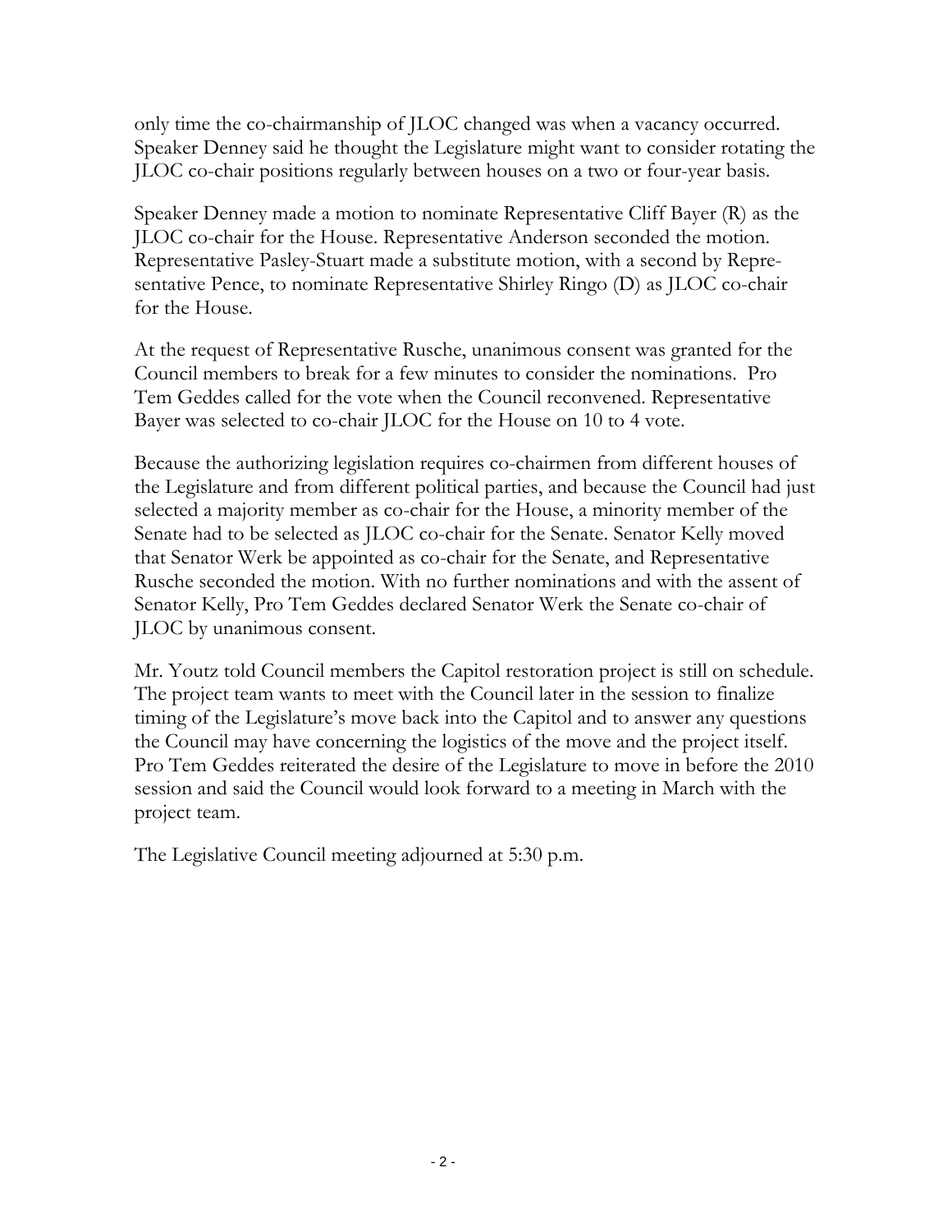only time the co-chairmanship of JLOC changed was when a vacancy occurred. Speaker Denney said he thought the Legislature might want to consider rotating the JLOC co-chair positions regularly between houses on a two or four-year basis.

Speaker Denney made a motion to nominate Representative Cliff Bayer (R) as the JLOC co-chair for the House. Representative Anderson seconded the motion. Representative Pasley-Stuart made a substitute motion, with a second by Representative Pence, to nominate Representative Shirley Ringo (D) as JLOC co-chair for the House.

At the request of Representative Rusche, unanimous consent was granted for the Council members to break for a few minutes to consider the nominations. Pro Tem Geddes called for the vote when the Council reconvened. Representative Bayer was selected to co-chair JLOC for the House on 10 to 4 vote.

Because the authorizing legislation requires co-chairmen from different houses of the Legislature and from different political parties, and because the Council had just selected a majority member as co-chair for the House, a minority member of the Senate had to be selected as JLOC co-chair for the Senate. Senator Kelly moved that Senator Werk be appointed as co-chair for the Senate, and Representative Rusche seconded the motion. With no further nominations and with the assent of Senator Kelly, Pro Tem Geddes declared Senator Werk the Senate co-chair of JLOC by unanimous consent.

Mr. Youtz told Council members the Capitol restoration project is still on schedule. The project team wants to meet with the Council later in the session to finalize timing of the Legislature's move back into the Capitol and to answer any questions the Council may have concerning the logistics of the move and the project itself. Pro Tem Geddes reiterated the desire of the Legislature to move in before the 2010 session and said the Council would look forward to a meeting in March with the project team.

The Legislative Council meeting adjourned at 5:30 p.m.